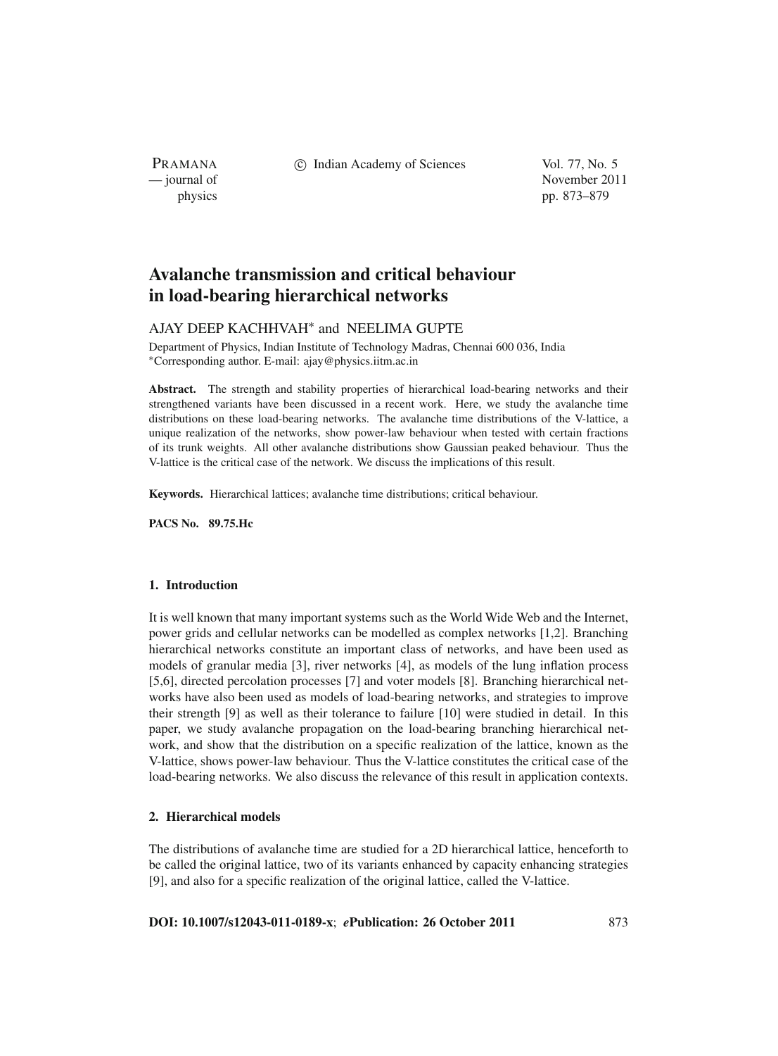# Avalanche transmission and critical behaviour in load-bearing hierarchical networks

AJAY DEEP KACHHVAH* and NEELIMA GUPTE

Department of Physics, Indian Institute of Technology Madras, Chennai 600 036, India
*Corresponding author. E-mail: ajay@physics.iitm.ac.in

**Abstract.** The strength and stability properties of hierarchical load-bearing networks and their strengthened variants have been discussed in a recent work. Here, we study the avalanche time distributions on these load-bearing networks. The avalanche time distributions of the V-lattice, a unique realization of the networks, show power-law behaviour when tested with certain fractions of its trunk weights. All other avalanche distributions show Gaussian peaked behaviour. Thus the V-lattice is the critical case of the network. We discuss the implications of this result.

**Keywords.** Hierarchical lattices; avalanche time distributions; critical behaviour.

**PACS No. 89.75.Hc**

## 1. Introduction

It is well known that many important systems such as the World Wide Web and the Internet, power grids and cellular networks can be modelled as complex networks [1,2]. Branching hierarchical networks constitute an important class of networks, and have been used as models of granular media [3], river networks [4], as models of the lung inflation process [5,6], directed percolation processes [7] and voter models [8]. Branching hierarchical networks have also been used as models of load-bearing networks, and strategies to improve their strength [9] as well as their tolerance to failure [10] were studied in detail. In this paper, we study avalanche propagation on the load-bearing branching hierarchical network, and show that the distribution on a specific realization of the lattice, known as the V-lattice, shows power-law behaviour. Thus the V-lattice constitutes the critical case of the load-bearing networks. We also discuss the relevance of this result in application contexts.

## 2. Hierarchical models

The distributions of avalanche time are studied for a 2D hierarchical lattice, henceforth to be called the original lattice, two of its variants enhanced by capacity enhancing strategies [9], and also for a specific realization of the original lattice, called the V-lattice.

**DOI: 10.1007/s12043-011-0189-x**; ***e*Publication: 26 October 2011**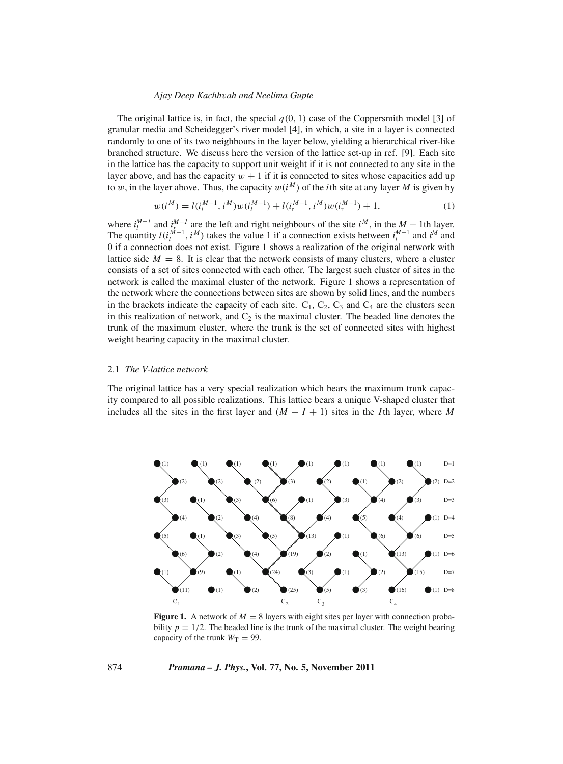The original lattice is, in fact, the special $q(0, 1)$ case of the Coppersmith model [3] of granular media and Scheidegger's river model [4], in which, a site in a layer is connected randomly to one of its two neighbours in the layer below, yielding a hierarchical river-like branched structure. We discuss here the version of the lattice set-up in ref. [9]. Each site in the lattice has the capacity to support unit weight if it is not connected to any site in the layer above, and has the capacity $w + 1$ if it is connected to sites whose capacities add up to $w$, in the layer above. Thus, the capacity $w(i^M)$ of the $i$th site at any layer $M$ is given by

$$w(i^M) = l(i_l^{M-1}, i^M)w(i_l^{M-1}) + l(i_r^{M-1}, i^M)w(i_r^{M-1}) + 1, \tag{1}$$

where $i_l^{M-1}$ and $i_r^{M-1}$ are the left and right neighbours of the site $i^M$, in the $M - 1$th layer. The quantity $l(i_l^{M-1}, i^M)$ takes the value 1 if a connection exists between $i_l^{M-1}$ and $i^M$ and 0 if a connection does not exist. Figure 1 shows a realization of the original network with lattice side $M = 8$. It is clear that the network consists of many clusters, where a cluster consists of a set of sites connected with each other. The largest such cluster of sites in the network is called the maximal cluster of the network. Figure 1 shows a representation of the network where the connections between sites are shown by solid lines, and the numbers in the brackets indicate the capacity of each site. $C_1$, $C_2$, $C_3$ and $C_4$ are the clusters seen in this realization of network, and $C_2$ is the maximal cluster. The beaded line denotes the trunk of the maximum cluster, where the trunk is the set of connected sites with highest weight bearing capacity in the maximal cluster.

### 2.1 *The V-lattice network*

The original lattice has a very special realization which bears the maximum trunk capacity compared to all possible realizations. This lattice bears a unique V-shaped cluster that includes all the sites in the first layer and $(M - I + 1)$ sites in the $I$th layer, where $M$

**Figure 1.** A network of $M = 8$ layers with eight sites per layer with connection probability $p = 1/2$. The beaded line is the trunk of the maximal cluster. The weight bearing capacity of the trunk $W_T = 99$.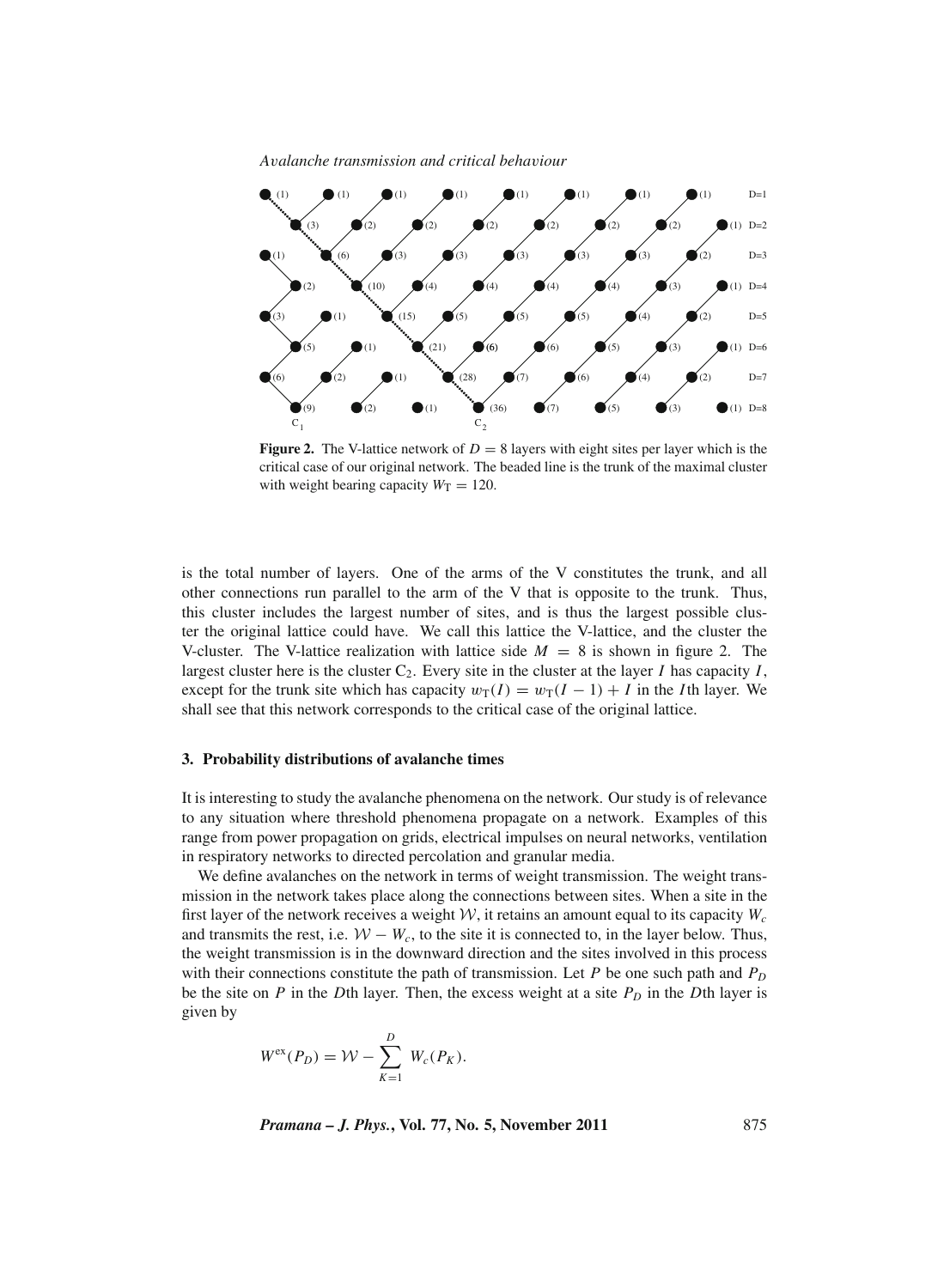**Figure 2.** The V-lattice network of $D = 8$ layers with eight sites per layer which is the critical case of our original network. The beaded line is the trunk of the maximal cluster with weight bearing capacity $W_T = 120$.

is the total number of layers. One of the arms of the V constitutes the trunk, and all other connections run parallel to the arm of the V that is opposite to the trunk. Thus, this cluster includes the largest number of sites, and is thus the largest possible cluster the original lattice could have. We call this lattice the V-lattice, and the cluster the V-cluster. The V-lattice realization with lattice side $M = 8$ is shown in figure 2. The largest cluster here is the cluster $C_2$. Every site in the cluster at the layer $I$ has capacity $I$, except for the trunk site which has capacity $w_T(I) = w_T(I-1) + I$ in the $I$th layer. We shall see that this network corresponds to the critical case of the original lattice.

### 3. Probability distributions of avalanche times

It is interesting to study the avalanche phenomena on the network. Our study is of relevance to any situation where threshold phenomena propagate on a network. Examples of this range from power propagation on grids, electrical impulses on neural networks, ventilation in respiratory networks to directed percolation and granular media.

We define avalanches on the network in terms of weight transmission. The weight transmission in the network takes place along the connections between sites. When a site in the first layer of the network receives a weight $\mathcal{W}$, it retains an amount equal to its capacity $W_c$ and transmits the rest, i.e. $\mathcal{W} - W_c$, to the site it is connected to, in the layer below. Thus, the weight transmission is in the downward direction and the sites involved in this process with their connections constitute the path of transmission. Let $P$ be one such path and $P_D$ be the site on $P$ in the $D$th layer. Then, the excess weight at a site $P_D$ in the $D$th layer is given by

$$W^{\text{ex}}(P_D) = \mathcal{W} - \sum_{K=1}^{D} W_c(P_K).$$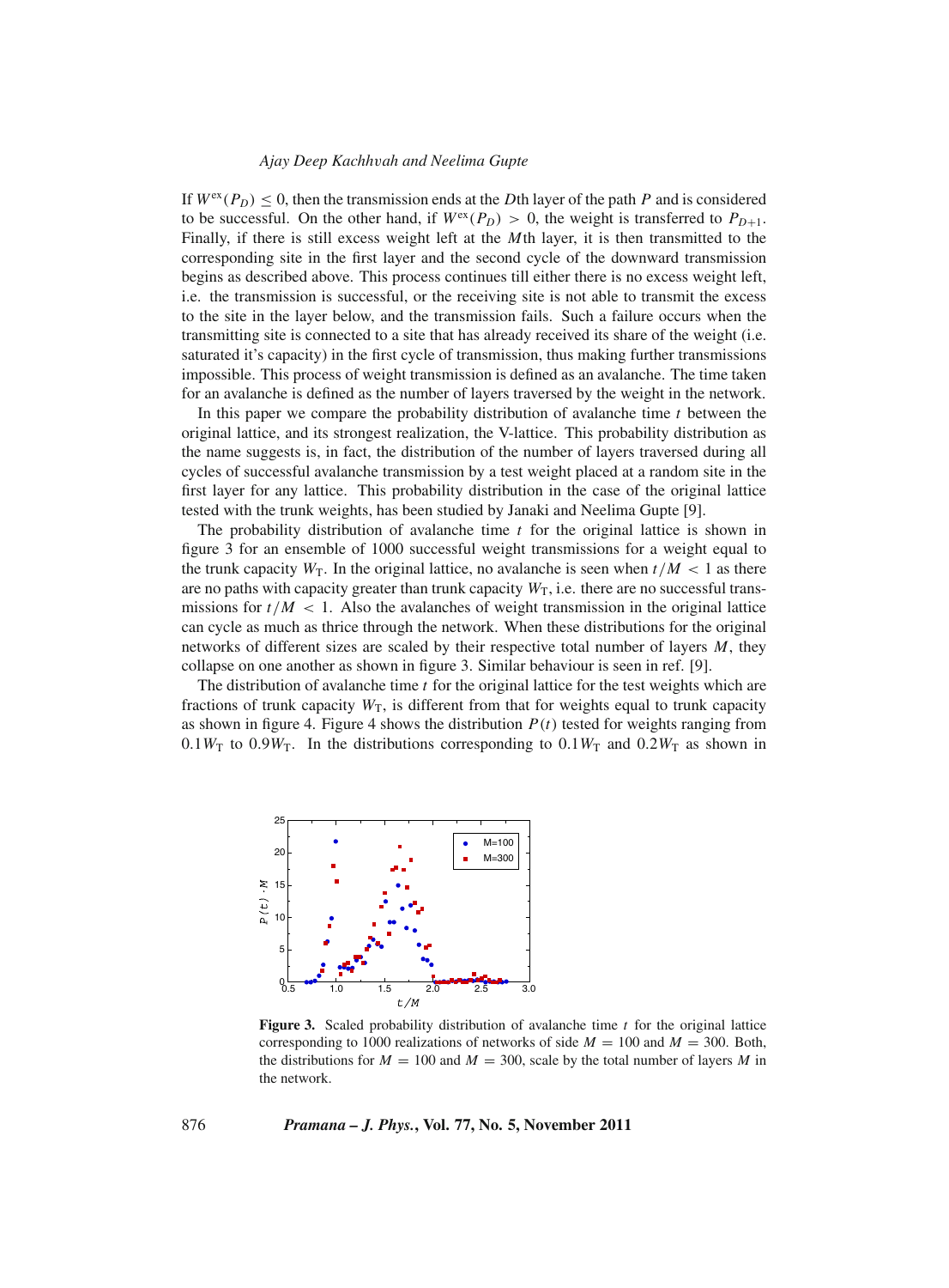If $W^{ex}(P_D) \leq 0$, then the transmission ends at the $D$th layer of the path $P$ and is considered to be successful. On the other hand, if $W^{ex}(P_D) > 0$, the weight is transferred to $P_{D+1}$. Finally, if there is still excess weight left at the $M$th layer, it is then transmitted to the corresponding site in the first layer and the second cycle of the downward transmission begins as described above. This process continues till either there is no excess weight left, i.e. the transmission is successful, or the receiving site is not able to transmit the excess to the site in the layer below, and the transmission fails. Such a failure occurs when the transmitting site is connected to a site that has already received its share of the weight (i.e. saturated it's capacity) in the first cycle of transmission, thus making further transmissions impossible. This process of weight transmission is defined as an avalanche. The time taken for an avalanche is defined as the number of layers traversed by the weight in the network.

In this paper we compare the probability distribution of avalanche time $t$ between the original lattice, and its strongest realization, the V-lattice. This probability distribution as the name suggests is, in fact, the distribution of the number of layers traversed during all cycles of successful avalanche transmission by a test weight placed at a random site in the first layer for any lattice. This probability distribution in the case of the original lattice tested with the trunk weights, has been studied by Janaki and Neelima Gupte [9].

The probability distribution of avalanche time $t$ for the original lattice is shown in figure 3 for an ensemble of 1000 successful weight transmissions for a weight equal to the trunk capacity $W_T$. In the original lattice, no avalanche is seen when $t/M < 1$ as there are no paths with capacity greater than trunk capacity $W_T$, i.e. there are no successful transmissions for $t/M < 1$. Also the avalanches of weight transmission in the original lattice can cycle as much as thrice through the network. When these distributions for the original networks of different sizes are scaled by their respective total number of layers $M$, they collapse on one another as shown in figure 3. Similar behaviour is seen in ref. [9].

The distribution of avalanche time $t$ for the original lattice for the test weights which are fractions of trunk capacity $W_T$, is different from that for weights equal to trunk capacity as shown in figure 4. Figure 4 shows the distribution $P(t)$ tested for weights ranging from $0.1W_T$ to $0.9W_T$. In the distributions corresponding to $0.1W_T$ and $0.2W_T$ as shown in

**Figure 3.** Scaled probability distribution of avalanche time $t$ for the original lattice corresponding to 1000 realizations of networks of side $M = 100$ and $M = 300$. Both, the distributions for $M = 100$ and $M = 300$, scale by the total number of layers $M$ in the network.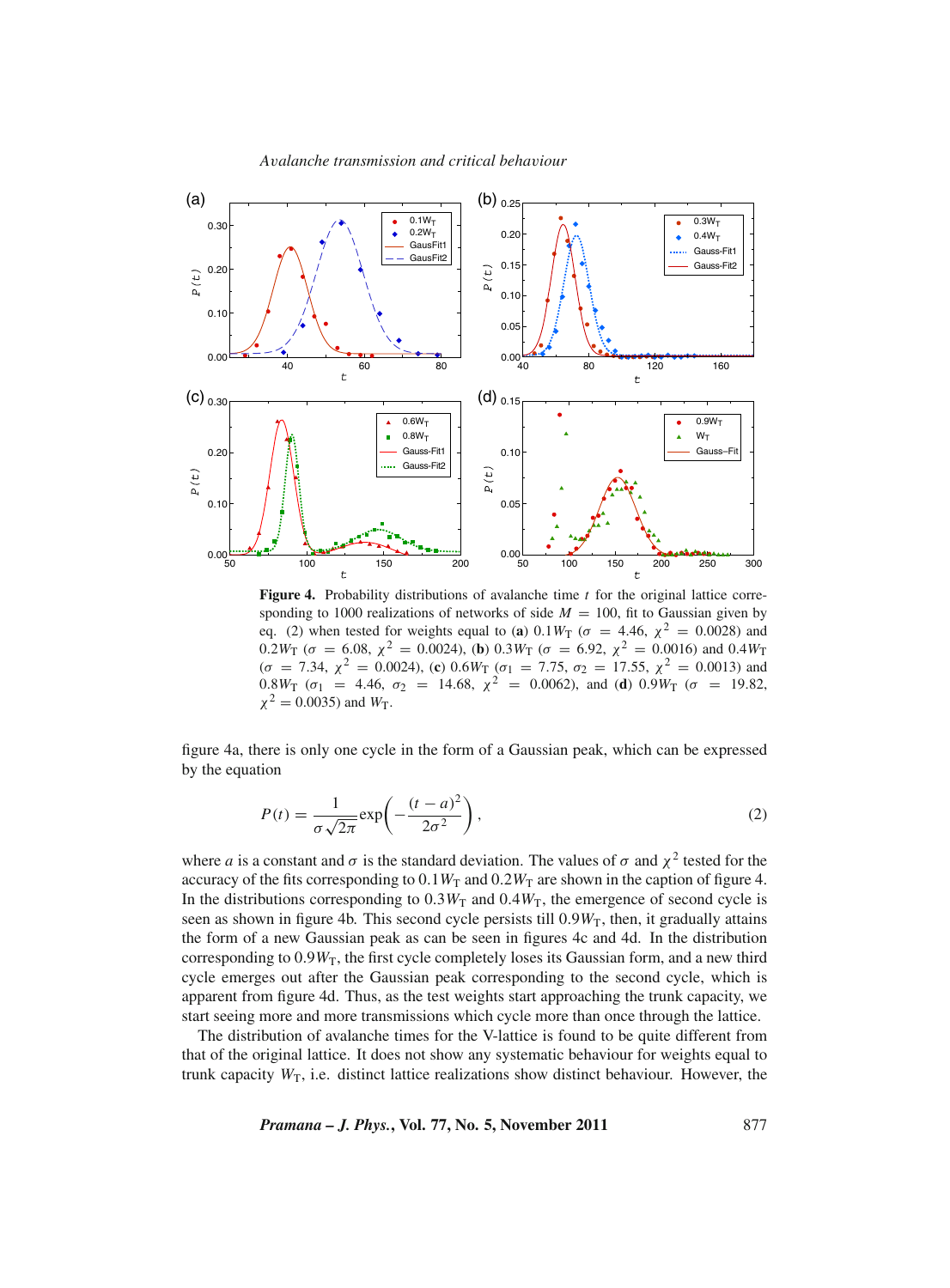**Figure 4.** Probability distributions of avalanche time $t$ for the original lattice corresponding to 1000 realizations of networks of side $M = 100$, fit to Gaussian given by eq. (2) when tested for weights equal to (**a**) $0.1W_T$ ($\sigma = 4.46$, $\chi^2 = 0.0028$) and $0.2W_T$ ($\sigma = 6.08$, $\chi^2 = 0.0024$), (**b**) $0.3W_T$ ($\sigma = 6.92$, $\chi^2 = 0.0016$) and $0.4W_T$ ($\sigma = 7.34$, $\chi^2 = 0.0024$), (**c**) $0.6W_T$ ($\sigma_1 = 7.75$, $\sigma_2 = 17.55$, $\chi^2 = 0.0013$) and $0.8W_T$ ($\sigma_1 = 4.46$, $\sigma_2 = 14.68$, $\chi^2 = 0.0062$), and (**d**) $0.9W_T$ ($\sigma = 19.82$, $\chi^2 = 0.0035$) and $W_T$.

figure 4a, there is only one cycle in the form of a Gaussian peak, which can be expressed by the equation

$$P(t) = \frac{1}{\sigma\sqrt{2\pi}} \exp\left(-\frac{(t-a)^2}{2\sigma^2}\right), \tag{2}$$

where $a$ is a constant and $\sigma$ is the standard deviation. The values of $\sigma$ and $\chi^2$ tested for the accuracy of the fits corresponding to $0.1W_T$ and $0.2W_T$ are shown in the caption of figure 4. In the distributions corresponding to $0.3W_T$ and $0.4W_T$, the emergence of second cycle is seen as shown in figure 4b. This second cycle persists till $0.9W_T$, then, it gradually attains the form of a new Gaussian peak as can be seen in figures 4c and 4d. In the distribution corresponding to $0.9W_T$, the first cycle completely loses its Gaussian form, and a new third cycle emerges out after the Gaussian peak corresponding to the second cycle, which is apparent from figure 4d. Thus, as the test weights start approaching the trunk capacity, we start seeing more and more transmissions which cycle more than once through the lattice.

The distribution of avalanche times for the V-lattice is found to be quite different from that of the original lattice. It does not show any systematic behaviour for weights equal to trunk capacity $W_T$, i.e. distinct lattice realizations show distinct behaviour. However, the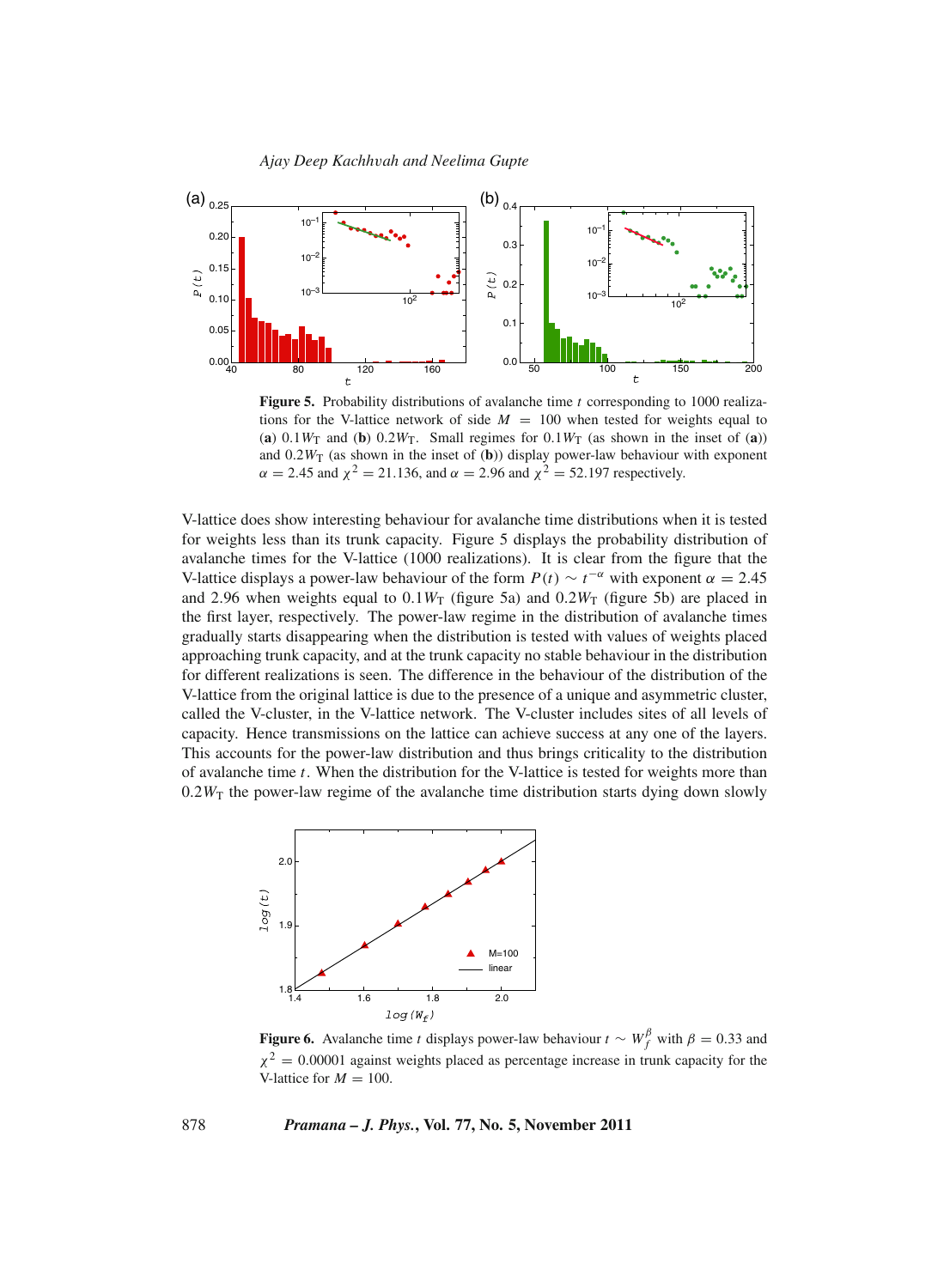**Figure 5.** Probability distributions of avalanche time $t$ corresponding to 1000 realizations for the V-lattice network of side $M = 100$ when tested for weights equal to (**a**) $0.1W_T$ and (**b**) $0.2W_T$. Small regimes for $0.1W_T$ (as shown in the inset of (**a**)) and $0.2W_T$ (as shown in the inset of (**b**)) display power-law behaviour with exponent $\alpha = 2.45$ and $\chi^2 = 21.136$, and $\alpha = 2.96$ and $\chi^2 = 52.197$ respectively.

V-lattice does show interesting behaviour for avalanche time distributions when it is tested for weights less than its trunk capacity. Figure 5 displays the probability distribution of avalanche times for the V-lattice (1000 realizations). It is clear from the figure that the V-lattice displays a power-law behaviour of the form $P(t) \sim t^{-\alpha}$ with exponent $\alpha = 2.45$ and 2.96 when weights equal to $0.1W_T$ (figure 5a) and $0.2W_T$ (figure 5b) are placed in the first layer, respectively. The power-law regime in the distribution of avalanche times gradually starts disappearing when the distribution is tested with values of weights placed approaching trunk capacity, and at the trunk capacity no stable behaviour in the distribution for different realizations is seen. The difference in the behaviour of the distribution of the V-lattice from the original lattice is due to the presence of a unique and asymmetric cluster, called the V-cluster, in the V-lattice network. The V-cluster includes sites of all levels of capacity. Hence transmissions on the lattice can achieve success at any one of the layers. This accounts for the power-law distribution and thus brings criticality to the distribution of avalanche time $t$. When the distribution for the V-lattice is tested for weights more than $0.2W_T$ the power-law regime of the avalanche time distribution starts dying down slowly

**Figure 6.** Avalanche time $t$ displays power-law behaviour $t \sim W_f^{\beta}$ with $\beta = 0.33$ and $\chi^2 = 0.00001$ against weights placed as percentage increase in trunk capacity for the V-lattice for $M = 100$.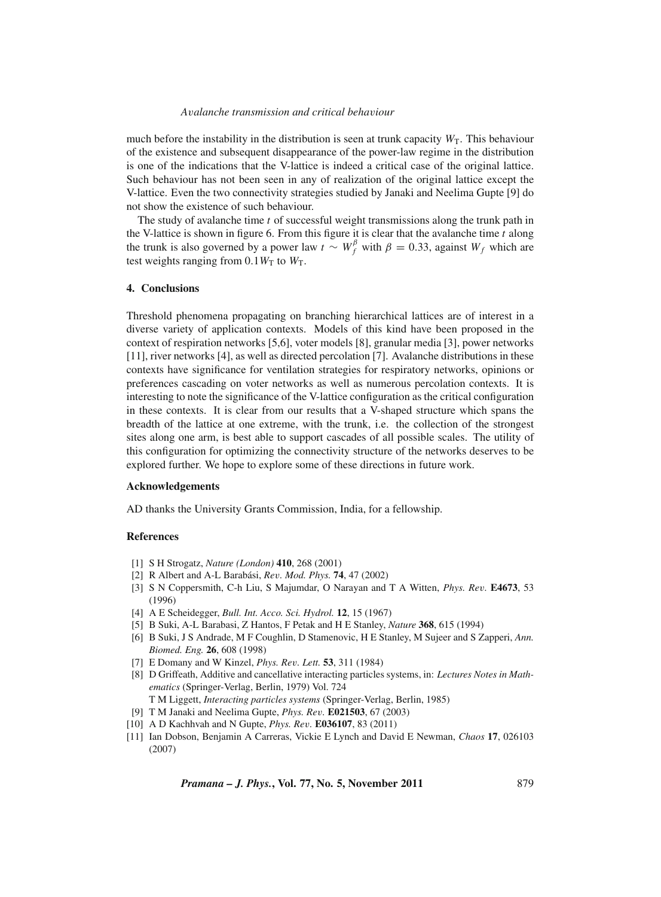much before the instability in the distribution is seen at trunk capacity $W_T$. This behaviour of the existence and subsequent disappearance of the power-law regime in the distribution is one of the indications that the V-lattice is indeed a critical case of the original lattice. Such behaviour has not been seen in any of realization of the original lattice except the V-lattice. Even the two connectivity strategies studied by Janaki and Neelima Gupte [9] do not show the existence of such behaviour.

The study of avalanche time $t$ of successful weight transmissions along the trunk path in the V-lattice is shown in figure 6. From this figure it is clear that the avalanche time $t$ along the trunk is also governed by a power law $t \sim W_f^{\beta}$ with $\beta = 0.33$, against $W_f$ which are test weights ranging from $0.1W_T$ to $W_T$.

## 4. Conclusions

Threshold phenomena propagating on branching hierarchical lattices are of interest in a diverse variety of application contexts. Models of this kind have been proposed in the context of respiration networks [5,6], voter models [8], granular media [3], power networks [11], river networks [4], as well as directed percolation [7]. Avalanche distributions in these contexts have significance for ventilation strategies for respiratory networks, opinions or preferences cascading on voter networks as well as numerous percolation contexts. It is interesting to note the significance of the V-lattice configuration as the critical configuration in these contexts. It is clear from our results that a V-shaped structure which spans the breadth of the lattice at one extreme, with the trunk, i.e. the collection of the strongest sites along one arm, is best able to support cascades of all possible scales. The utility of this configuration for optimizing the connectivity structure of the networks deserves to be explored further. We hope to explore some of these directions in future work.

### Acknowledgements

AD thanks the University Grants Commission, India, for a fellowship.

### References

[1] S H Strogatz, *Nature (London)* **410**, 268 (2001)
[2] R Albert and A-L Barabási, *Rev. Mod. Phys.* **74**, 47 (2002)
[3] S N Coppersmith, C-h Liu, S Majumdar, O Narayan and T A Witten, *Phys. Rev.* **E4673**, 53 (1996)
[4] A E Scheidegger, *Bull. Int. Acco. Sci. Hydrol.* **12**, 15 (1967)
[5] B Suki, A-L Barabasi, Z Hantos, F Petak and H E Stanley, *Nature* **368**, 615 (1994)
[6] B Suki, J S Andrade, M F Coughlin, D Stamenovic, H E Stanley, M Sujeer and S Zapperi, *Ann. Biomed. Eng.* **26**, 608 (1998)
[7] E Domany and W Kinzel, *Phys. Rev. Lett.* **53**, 311 (1984)
[8] D Griffeath, Additive and cancellative interacting particles systems, in: *Lectures Notes in Mathematics* (Springer-Verlag, Berlin, 1979) Vol. 724
T M Liggett, *Interacting particles systems* (Springer-Verlag, Berlin, 1985)
[9] T M Janaki and Neelima Gupte, *Phys. Rev.* **E021503**, 67 (2003)
[10] A D Kachhvah and N Gupte, *Phys. Rev.* **E036107**, 83 (2011)
[11] Ian Dobson, Benjamin A Carreras, Vickie E Lynch and David E Newman, *Chaos* **17**, 026103 (2007)